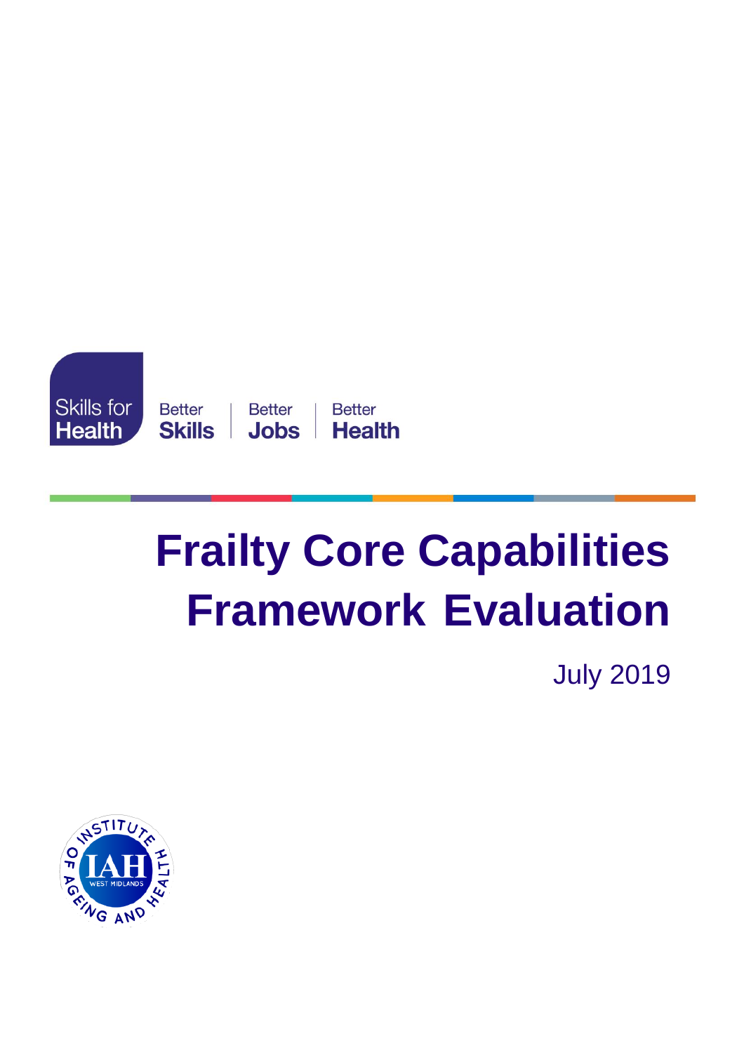Skills for Health

Better Skills | Better Jobs | Better Health

# Frailty Core Capabilities Framework Evaluation

July 2019

INSTITUTE OF AGEING AND HEALTH

IAH

WEST MIDLANDS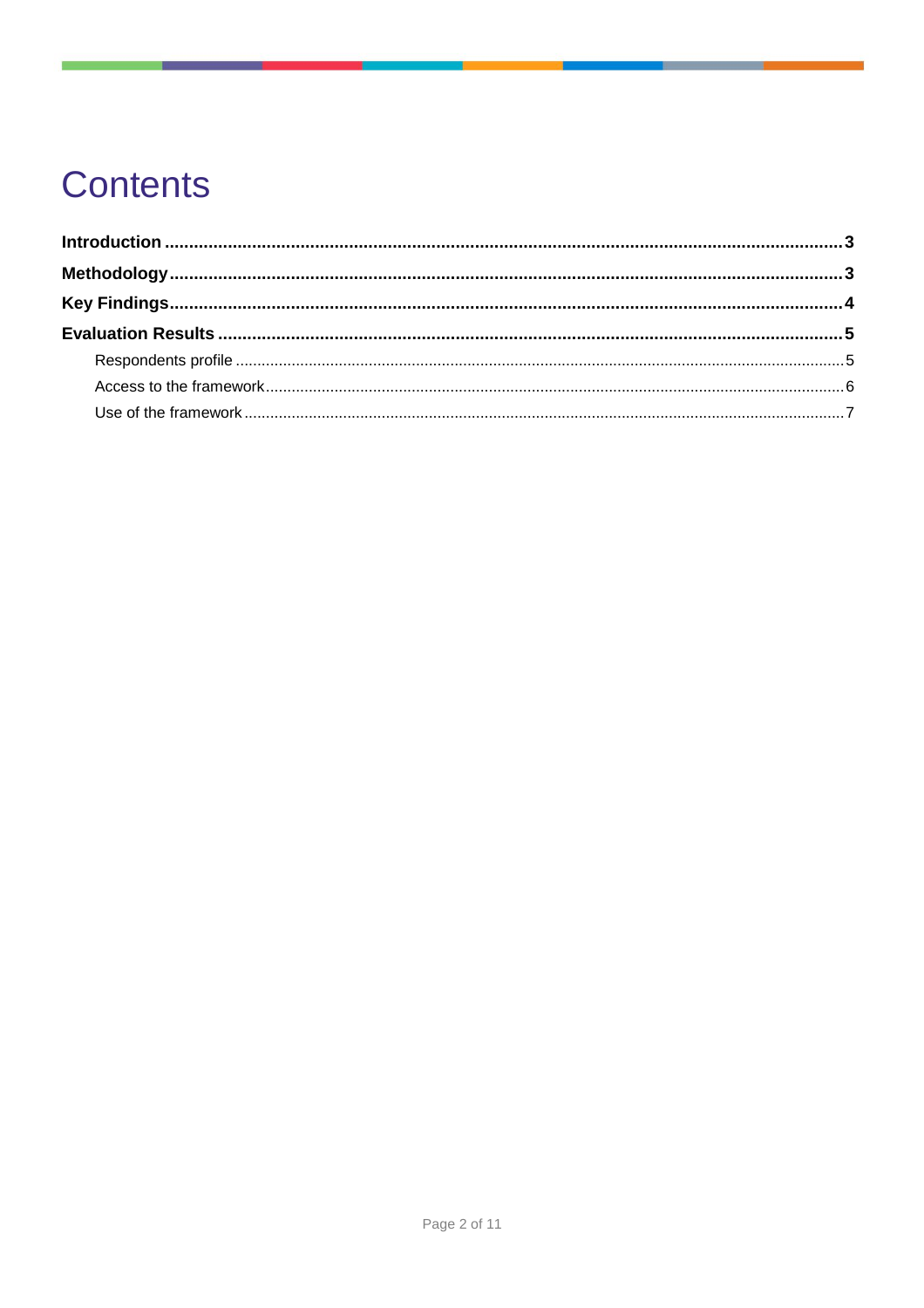# Contents

**Introduction** ............................................................ **3**

**Methodology** ............................................................ **3**

**Key Findings** ............................................................ **4**

**Evaluation Results** ............................................................ **5**

- Respondents profile ............................................................ 5
- Access to the framework ............................................................ 6
- Use of the framework ............................................................ 7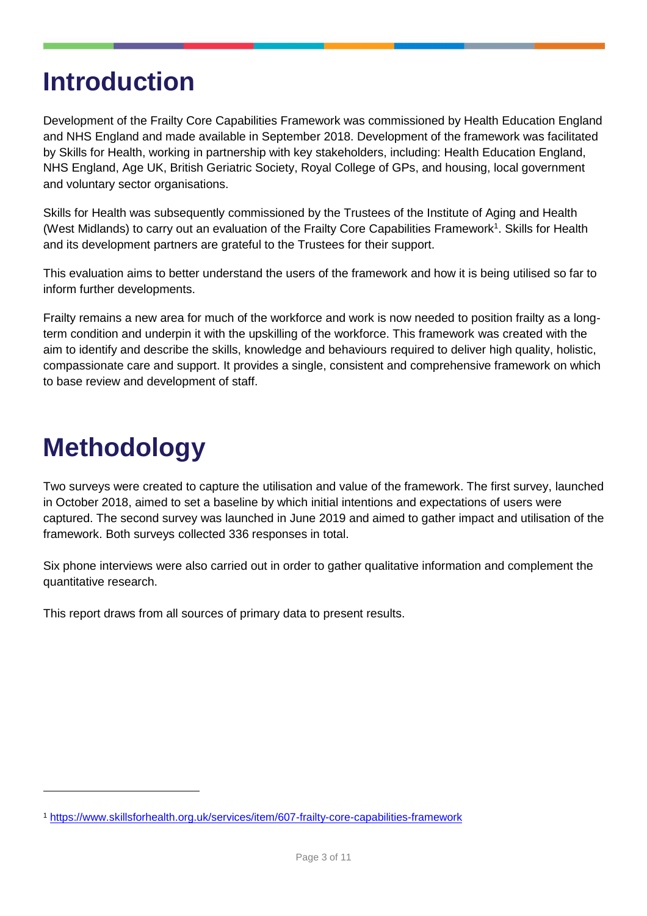# Introduction

Development of the Frailty Core Capabilities Framework was commissioned by Health Education England and NHS England and made available in September 2018. Development of the framework was facilitated by Skills for Health, working in partnership with key stakeholders, including: Health Education England, NHS England, Age UK, British Geriatric Society, Royal College of GPs, and housing, local government and voluntary sector organisations.

Skills for Health was subsequently commissioned by the Trustees of the Institute of Aging and Health (West Midlands) to carry out an evaluation of the Frailty Core Capabilities Framework[1]. Skills for Health and its development partners are grateful to the Trustees for their support.

This evaluation aims to better understand the users of the framework and how it is being utilised so far to inform further developments.

Frailty remains a new area for much of the workforce and work is now needed to position frailty as a long-term condition and underpin it with the upskilling of the workforce. This framework was created with the aim to identify and describe the skills, knowledge and behaviours required to deliver high quality, holistic, compassionate care and support. It provides a single, consistent and comprehensive framework on which to base review and development of staff.

# Methodology

Two surveys were created to capture the utilisation and value of the framework. The first survey, launched in October 2018, aimed to set a baseline by which initial intentions and expectations of users were captured. The second survey was launched in June 2019 and aimed to gather impact and utilisation of the framework. Both surveys collected 336 responses in total.

Six phone interviews were also carried out in order to gather qualitative information and complement the quantitative research.

This report draws from all sources of primary data to present results.

[1] https://www.skillsforhealth.org.uk/services/item/607-frailty-core-capabilities-framework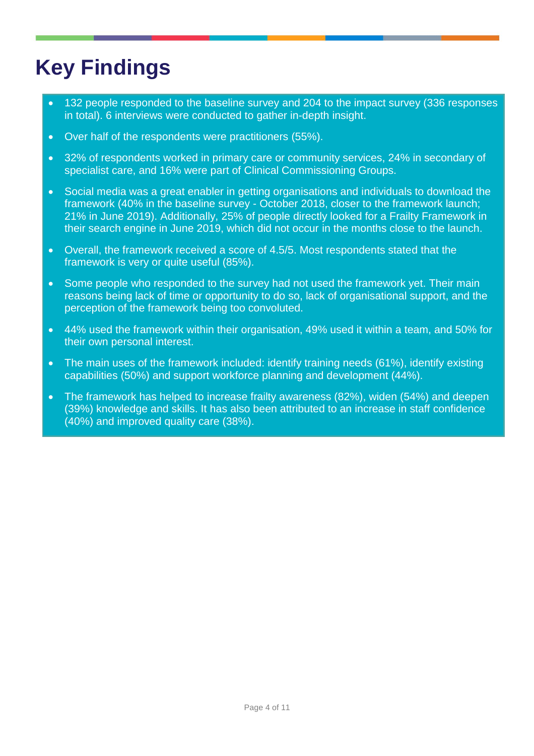# Key Findings

- 132 people responded to the baseline survey and 204 to the impact survey (336 responses in total). 6 interviews were conducted to gather in-depth insight.
- Over half of the respondents were practitioners (55%).
- 32% of respondents worked in primary care or community services, 24% in secondary of specialist care, and 16% were part of Clinical Commissioning Groups.
- Social media was a great enabler in getting organisations and individuals to download the framework (40% in the baseline survey - October 2018, closer to the framework launch; 21% in June 2019). Additionally, 25% of people directly looked for a Frailty Framework in their search engine in June 2019, which did not occur in the months close to the launch.
- Overall, the framework received a score of 4.5/5. Most respondents stated that the framework is very or quite useful (85%).
- Some people who responded to the survey had not used the framework yet. Their main reasons being lack of time or opportunity to do so, lack of organisational support, and the perception of the framework being too convoluted.
- 44% used the framework within their organisation, 49% used it within a team, and 50% for their own personal interest.
- The main uses of the framework included: identify training needs (61%), identify existing capabilities (50%) and support workforce planning and development (44%).
- The framework has helped to increase frailty awareness (82%), widen (54%) and deepen (39%) knowledge and skills. It has also been attributed to an increase in staff confidence (40%) and improved quality care (38%).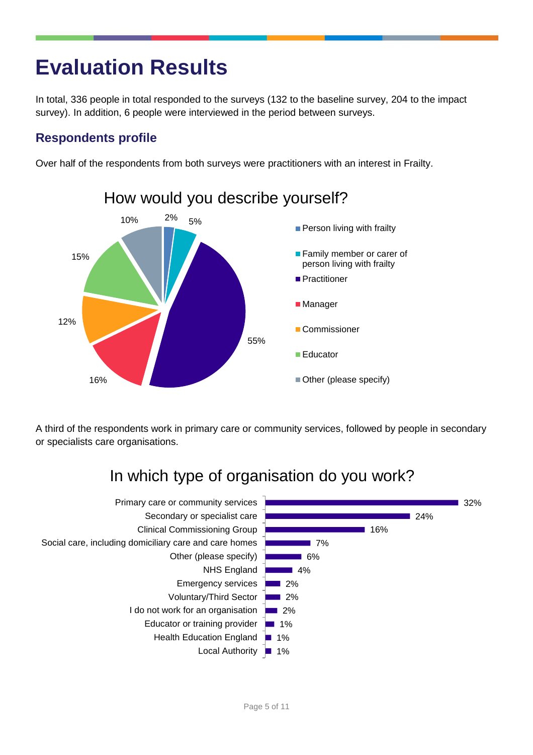# Evaluation Results

In total, 336 people in total responded to the surveys (132 to the baseline survey, 204 to the impact survey). In addition, 6 people were interviewed in the period between surveys.

## Respondents profile

Over half of the respondents from both surveys were practitioners with an interest in Frailty.

**How would you describe yourself?**

| Category | Percentage |
| --- | --- |
| Person living with frailty | 2% |
| Family member or carer of person living with frailty | 5% |
| Practitioner | 55% |
| Manager | 16% |
| Commissioner | 12% |
| Educator | 15% |
| Other (please specify) | 10% |

A third of the respondents work in primary care or community services, followed by people in secondary or specialists care organisations.

**In which type of organisation do you work?**

| Organisation type | Percentage |
| --- | --- |
| Primary care or community services | 32% |
| Secondary or specialist care | 24% |
| Clinical Commissioning Group | 16% |
| Social care, including domiciliary care and care homes | 7% |
| Other (please specify) | 6% |
| NHS England | 4% |
| Emergency services | 2% |
| Voluntary/Third Sector | 2% |
| I do not work for an organisation | 2% |
| Educator or training provider | 1% |
| Health Education England | 1% |
| Local Authority | 1% |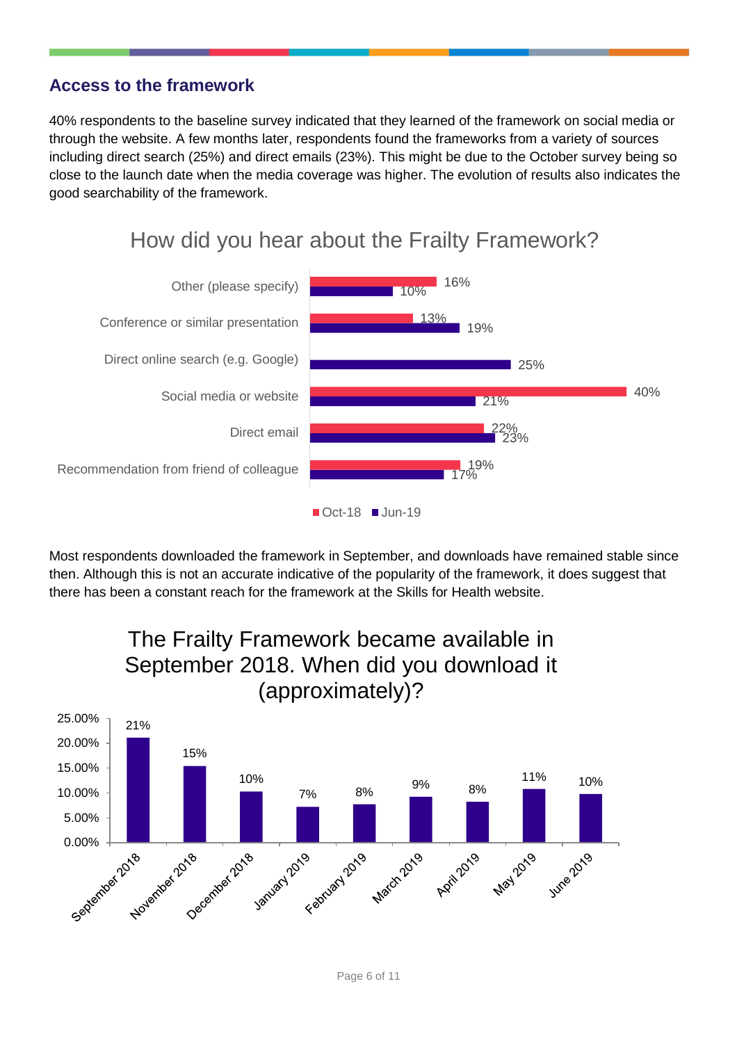## Access to the framework

40% respondents to the baseline survey indicated that they learned of the framework on social media or through the website. A few months later, respondents found the frameworks from a variety of sources including direct search (25%) and direct emails (23%). This might be due to the October survey being so close to the launch date when the media coverage was higher. The evolution of results also indicates the good searchability of the framework.

**How did you hear about the Frailty Framework?**

| | Oct-18 | Jun-19 |
|---|---|---|
| Other (please specify) | 16% | 10% |
| Conference or similar presentation | 13% | 19% |
| Direct online search (e.g. Google) | | 25% |
| Social media or website | 40% | 21% |
| Direct email | 22% | 23% |
| Recommendation from friend of colleague | 19% | 17% |

Most respondents downloaded the framework in September, and downloads have remained stable since then. Although this is not an accurate indicative of the popularity of the framework, it does suggest that there has been a constant reach for the framework at the Skills for Health website.

**The Frailty Framework became available in September 2018. When did you download it (approximately)?**

| Month | % |
|---|---|
| September 2018 | 21% |
| November 2018 | 15% |
| December 2018 | 10% |
| January 2019 | 7% |
| February 2019 | 8% |
| March 2019 | 9% |
| April 2019 | 8% |
| May 2019 | 11% |
| June 2019 | 10% |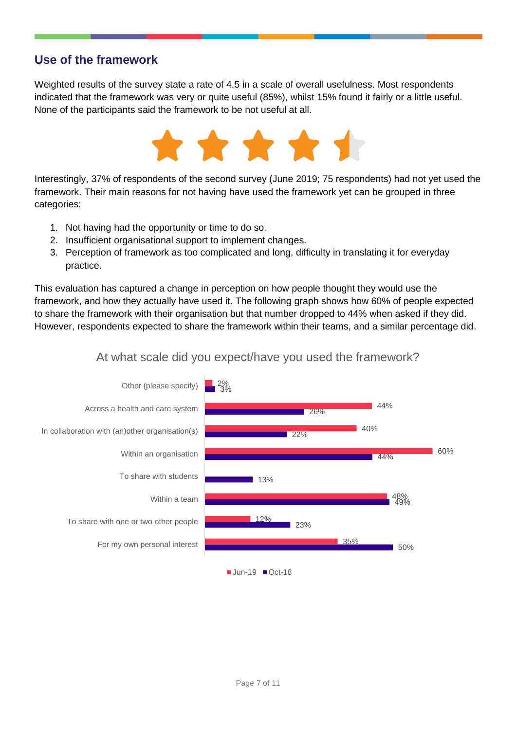## Use of the framework

Weighted results of the survey state a rate of 4.5 in a scale of overall usefulness. Most respondents indicated that the framework was very or quite useful (85%), whilst 15% found it fairly or a little useful. None of the participants said the framework to be not useful at all.

Interestingly, 37% of respondents of the second survey (June 2019; 75 respondents) had not yet used the framework. Their main reasons for not having have used the framework yet can be grouped in three categories:

1. Not having had the opportunity or time to do so.
2. Insufficient organisational support to implement changes.
3. Perception of framework as too complicated and long, difficulty in translating it for everyday practice.

This evaluation has captured a change in perception on how people thought they would use the framework, and how they actually have used it. The following graph shows how 60% of people expected to share the framework with their organisation but that number dropped to 44% when asked if they did. However, respondents expected to share the framework within their teams, and a similar percentage did.

At what scale did you expect/have you used the framework?

| | Jun-19 | Oct-18 |
|---|---|---|
| Other (please specify) | 2% | 3% |
| Across a health and care system | 44% | 26% |
| In collaboration with (an)other organisation(s) | 40% | 22% |
| Within an organisation | 60% | 44% |
| To share with students | | 13% |
| Within a team | 48% | 49% |
| To share with one or two other people | 12% | 23% |
| For my own personal interest | 35% | 50% |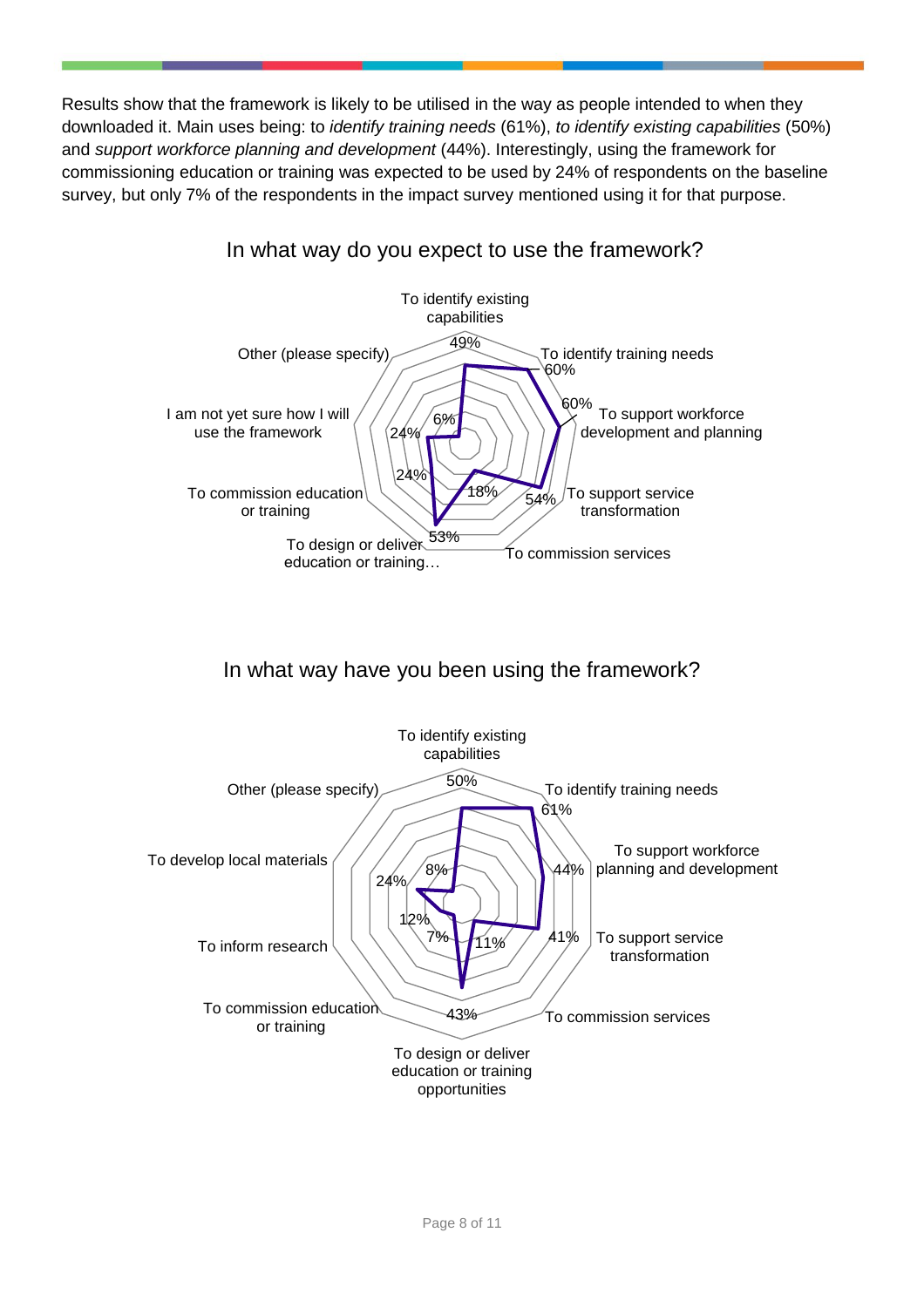Results show that the framework is likely to be utilised in the way as people intended to when they downloaded it. Main uses being: to *identify training needs* (61%), *to identify existing capabilities* (50%) and *support workforce planning and development* (44%). Interestingly, using the framework for commissioning education or training was expected to be used by 24% of respondents on the baseline survey, but only 7% of the respondents in the impact survey mentioned using it for that purpose.

## In what way do you expect to use the framework?

| Use | % |
|---|---|
| To identify existing capabilities | 49% |
| To identify training needs | 60% |
| To support workforce development and planning | 60% |
| To support service transformation | 54% |
| To commission services | 18% |
| To design or deliver education or training… | 53% |
| To commission education or training | 24% |
| I am not yet sure how I will use the framework | 24% |
| Other (please specify) | 6% |

## In what way have you been using the framework?

| Use | % |
|---|---|
| To identify existing capabilities | 50% |
| To identify training needs | 61% |
| To support workforce planning and development | 44% |
| To support service transformation | 41% |
| To commission services | 11% |
| To design or deliver education or training opportunities | 43% |
| To commission education or training | 7% |
| To inform research | 12% |
| To develop local materials | 24% |
| Other (please specify) | 8% |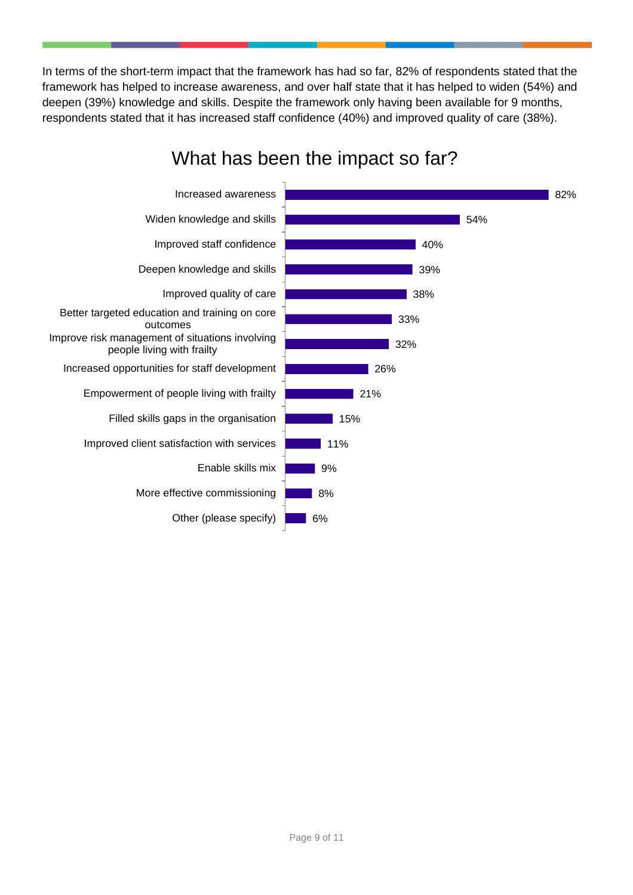In terms of the short-term impact that the framework has had so far, 82% of respondents stated that the framework has helped to increase awareness, and over half state that it has helped to widen (54%) and deepen (39%) knowledge and skills. Despite the framework only having been available for 9 months, respondents stated that it has increased staff confidence (40%) and improved quality of care (38%).

## What has been the impact so far?

| Impact | Percentage |
|---|---|
| Increased awareness | 82% |
| Widen knowledge and skills | 54% |
| Improved staff confidence | 40% |
| Deepen knowledge and skills | 39% |
| Improved quality of care | 38% |
| Better targeted education and training on core outcomes | 33% |
| Improve risk management of situations involving people living with frailty | 32% |
| Increased opportunities for staff development | 26% |
| Empowerment of people living with frailty | 21% |
| Filled skills gaps in the organisation | 15% |
| Improved client satisfaction with services | 11% |
| Enable skills mix | 9% |
| More effective commissioning | 8% |
| Other (please specify) | 6% |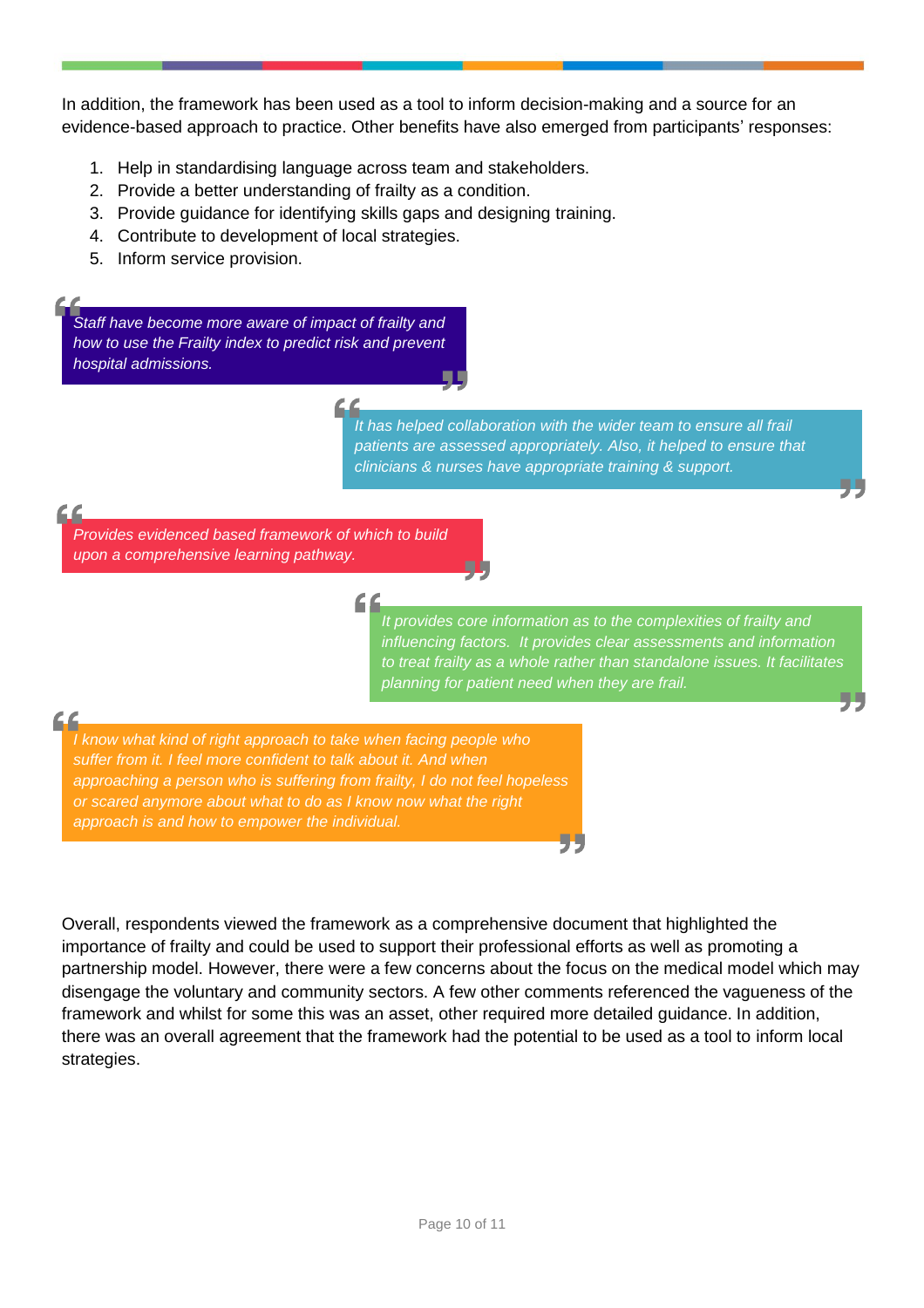In addition, the framework has been used as a tool to inform decision-making and a source for an evidence-based approach to practice. Other benefits have also emerged from participants' responses:

1. Help in standardising language across team and stakeholders.
2. Provide a better understanding of frailty as a condition.
3. Provide guidance for identifying skills gaps and designing training.
4. Contribute to development of local strategies.
5. Inform service provision.

> *Staff have become more aware of impact of frailty and how to use the Frailty index to predict risk and prevent hospital admissions.*

> *It has helped collaboration with the wider team to ensure all frail patients are assessed appropriately. Also, it helped to ensure that clinicians & nurses have appropriate training & support.*

> *Provides evidenced based framework of which to build upon a comprehensive learning pathway.*

> *It provides core information as to the complexities of frailty and influencing factors. It provides clear assessments and information to treat frailty as a whole rather than standalone issues. It facilitates planning for patient need when they are frail.*

> *I know what kind of right approach to take when facing people who suffer from it. I feel more confident to talk about it. And when approaching a person who is suffering from frailty, I do not feel hopeless or scared anymore about what to do as I know now what the right approach is and how to empower the individual.*

Overall, respondents viewed the framework as a comprehensive document that highlighted the importance of frailty and could be used to support their professional efforts as well as promoting a partnership model. However, there were a few concerns about the focus on the medical model which may disengage the voluntary and community sectors. A few other comments referenced the vagueness of the framework and whilst for some this was an asset, other required more detailed guidance. In addition, there was an overall agreement that the framework had the potential to be used as a tool to inform local strategies.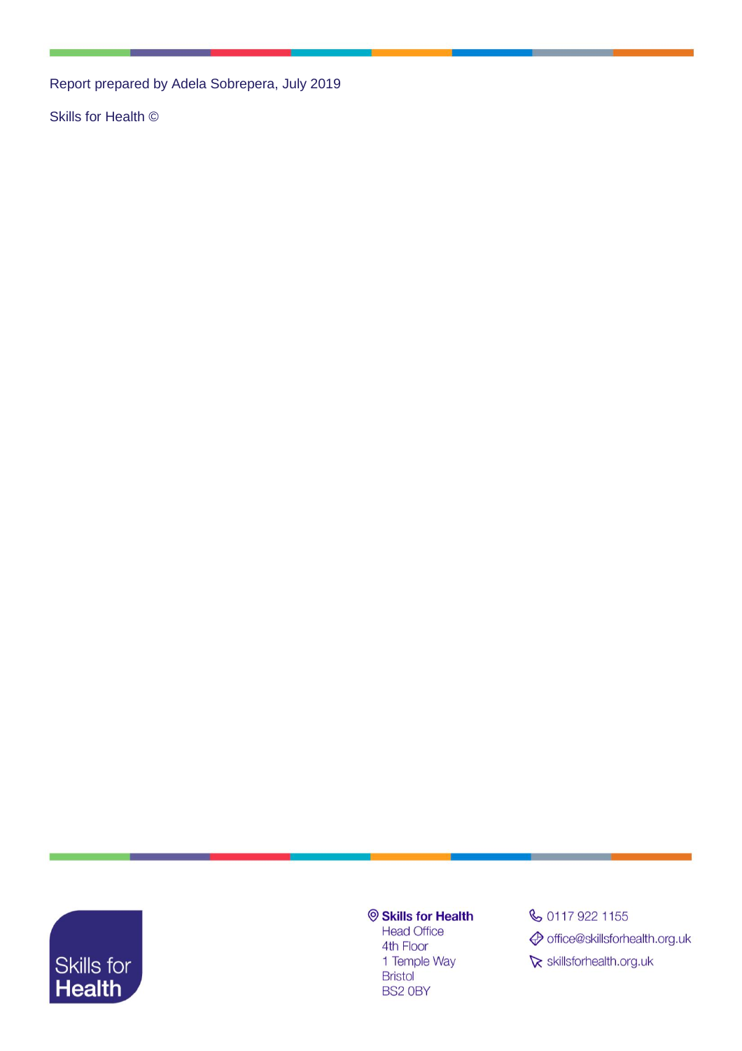Report prepared by Adela Sobrepera, July 2019

Skills for Health ©

Skills for Health

**Skills for Health**
Head Office
4th Floor
1 Temple Way
Bristol
BS2 0BY

0117 922 1155

office@skillsforhealth.org.uk

skillsforhealth.org.uk